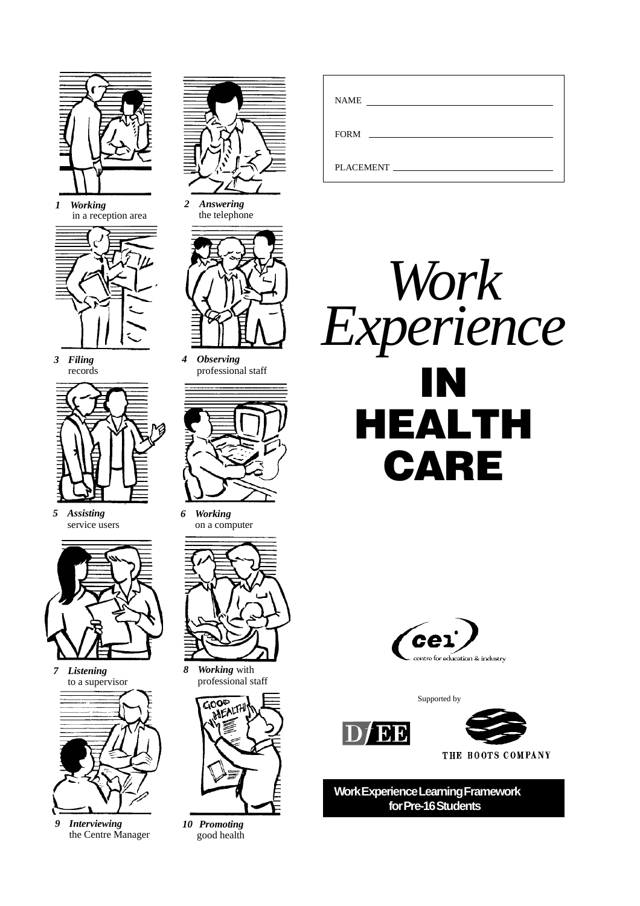NAME ______________________________

FORM ______________________________

PLACEMENT __________________________

# *Work Experience* IN HEALTH CARE

1 ***Working*** in a reception area

2 ***Answering*** the telephone

3 ***Filing*** records

4 ***Observing*** professional staff

5 ***Assisting*** service users

6 ***Working*** on a computer

7 ***Listening*** to a supervisor

8 ***Working*** with professional staff

9 ***Interviewing*** the Centre Manager

10 ***Promoting*** good health

cei centre for education & industry

Supported by

DfEE

THE BOOTS COMPANY

**Work Experience Learning Framework for Pre-16 Students**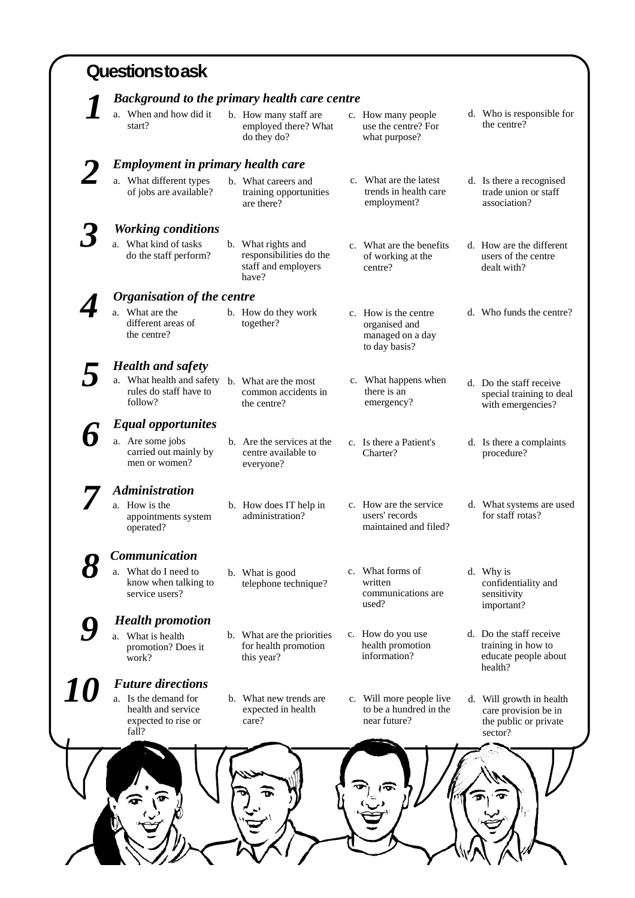## Questions to ask

### 1 *Background to the primary health care centre*

a. When and how did it start?

b. How many staff are employed there? What do they do?

c. How many people use the centre? For what purpose?

d. Who is responsible for the centre?

### 2 *Employment in primary health care*

a. What different types of jobs are available?

b. What careers and training opportunities are there?

c. What are the latest trends in health care employment?

d. Is there a recognised trade union or staff association?

### 3 *Working conditions*

a. What kind of tasks do the staff perform?

b. What rights and responsibilities do the staff and employers have?

c. What are the benefits of working at the centre?

d. How are the different users of the centre dealt with?

### 4 *Organisation of the centre*

a. What are the different areas of the centre?

b. How do they work together?

c. How is the centre organised and managed on a day to day basis?

d. Who funds the centre?

### 5 *Health and safety*

a. What health and safety rules do staff have to follow?

b. What are the most common accidents in the centre?

c. What happens when there is an emergency?

d. Do the staff receive special training to deal with emergencies?

### 6 *Equal opportunites*

a. Are some jobs carried out mainly by men or women?

b. Are the services at the centre available to everyone?

c. Is there a Patient's Charter?

d. Is there a complaints procedure?

### 7 *Administration*

a. How is the appointments system operated?

b. How does IT help in administration?

c. How are the service users' records maintained and filed?

d. What systems are used for staff rotas?

### 8 *Communication*

a. What do I need to know when talking to service users?

b. What is good telephone technique?

c. What forms of written communications are used?

d. Why is confidentiality and sensitivity important?

### 9 *Health promotion*

a. What is health promotion? Does it work?

b. What are the priorities for health promotion this year?

c. How do you use health promotion information?

d. Do the staff receive training in how to educate people about health?

### 10 *Future directions*

a. Is the demand for health and service expected to rise or fall?

b. What new trends are expected in health care?

c. Will more people live to be a hundred in the near future?

d. Will growth in health care provision be in the public or private sector?